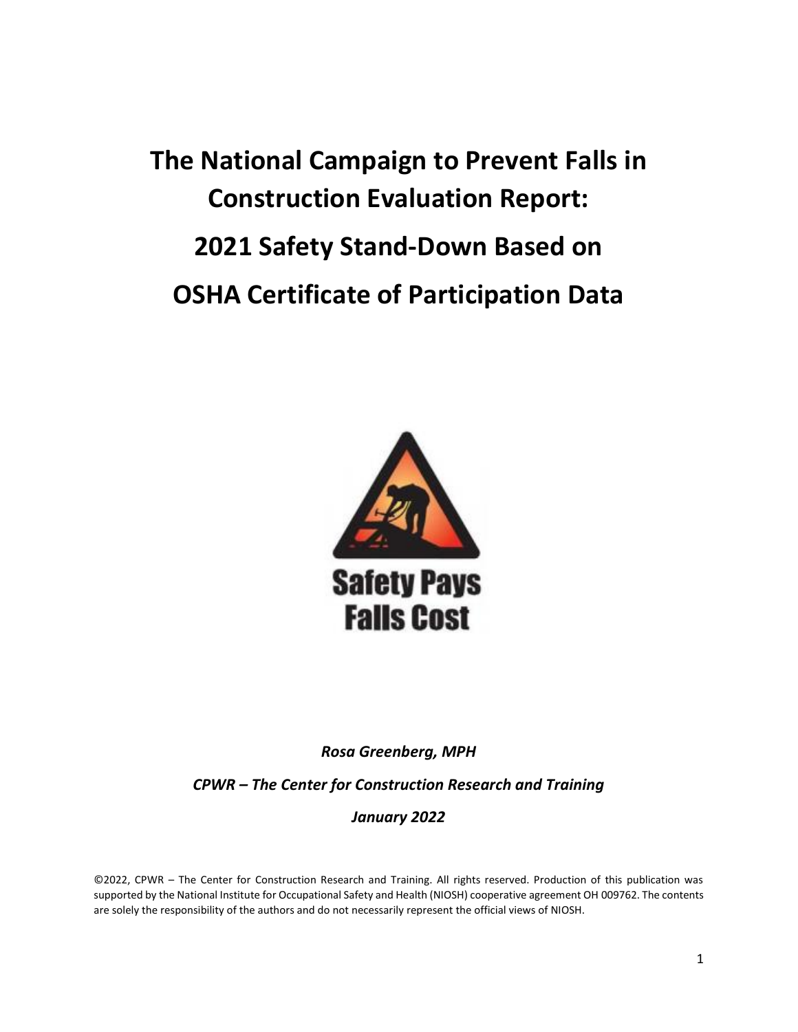# The National Campaign to Prevent Falls in Construction Evaluation Report:

# 2021 Safety Stand-Down Based on OSHA Certificate of Participation Data

Safety Pays
Falls Cost

*Rosa Greenberg, MPH*

*CPWR – The Center for Construction Research and Training*

*January 2022*

©2022, CPWR – The Center for Construction Research and Training. All rights reserved. Production of this publication was supported by the National Institute for Occupational Safety and Health (NIOSH) cooperative agreement OH 009762. The contents are solely the responsibility of the authors and do not necessarily represent the official views of NIOSH.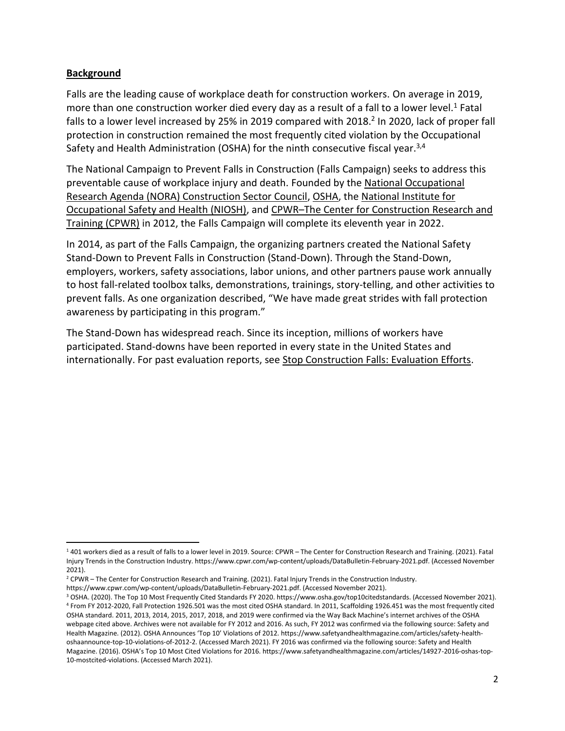## Background

Falls are the leading cause of workplace death for construction workers. On average in 2019, more than one construction worker died every day as a result of a fall to a lower level.[1] Fatal falls to a lower level increased by 25% in 2019 compared with 2018.[2] In 2020, lack of proper fall protection in construction remained the most frequently cited violation by the Occupational Safety and Health Administration (OSHA) for the ninth consecutive fiscal year.[3,4]

The National Campaign to Prevent Falls in Construction (Falls Campaign) seeks to address this preventable cause of workplace injury and death. Founded by the National Occupational Research Agenda (NORA) Construction Sector Council, OSHA, the National Institute for Occupational Safety and Health (NIOSH), and CPWR–The Center for Construction Research and Training (CPWR) in 2012, the Falls Campaign will complete its eleventh year in 2022.

In 2014, as part of the Falls Campaign, the organizing partners created the National Safety Stand-Down to Prevent Falls in Construction (Stand-Down). Through the Stand-Down, employers, workers, safety associations, labor unions, and other partners pause work annually to host fall-related toolbox talks, demonstrations, trainings, story-telling, and other activities to prevent falls. As one organization described, "We have made great strides with fall protection awareness by participating in this program."

The Stand-Down has widespread reach. Since its inception, millions of workers have participated. Stand-downs have been reported in every state in the United States and internationally. For past evaluation reports, see Stop Construction Falls: Evaluation Efforts.

---

[1] 401 workers died as a result of falls to a lower level in 2019. Source: CPWR – The Center for Construction Research and Training. (2021). Fatal Injury Trends in the Construction Industry. https://www.cpwr.com/wp-content/uploads/DataBulletin-February-2021.pdf. (Accessed November 2021).

[2] CPWR – The Center for Construction Research and Training. (2021). Fatal Injury Trends in the Construction Industry. https://www.cpwr.com/wp-content/uploads/DataBulletin-February-2021.pdf. (Accessed November 2021).

[3] OSHA. (2020). The Top 10 Most Frequently Cited Standards FY 2020. https://www.osha.gov/top10citedstandards. (Accessed November 2021).

[4] From FY 2012-2020, Fall Protection 1926.501 was the most cited OSHA standard. In 2011, Scaffolding 1926.451 was the most frequently cited OSHA standard. 2011, 2013, 2014, 2015, 2017, 2018, and 2019 were confirmed via the Way Back Machine's internet archives of the OSHA webpage cited above. Archives were not available for FY 2012 and 2016. As such, FY 2012 was confirmed via the following source: Safety and Health Magazine. (2012). OSHA Announces 'Top 10' Violations of 2012. https://www.safetyandhealthmagazine.com/articles/safety-health-oshaannounce-top-10-violations-of-2012-2. (Accessed March 2021). FY 2016 was confirmed via the following source: Safety and Health Magazine. (2016). OSHA's Top 10 Most Cited Violations for 2016. https://www.safetyandhealthmagazine.com/articles/14927-2016-oshas-top-10-mostcited-violations. (Accessed March 2021).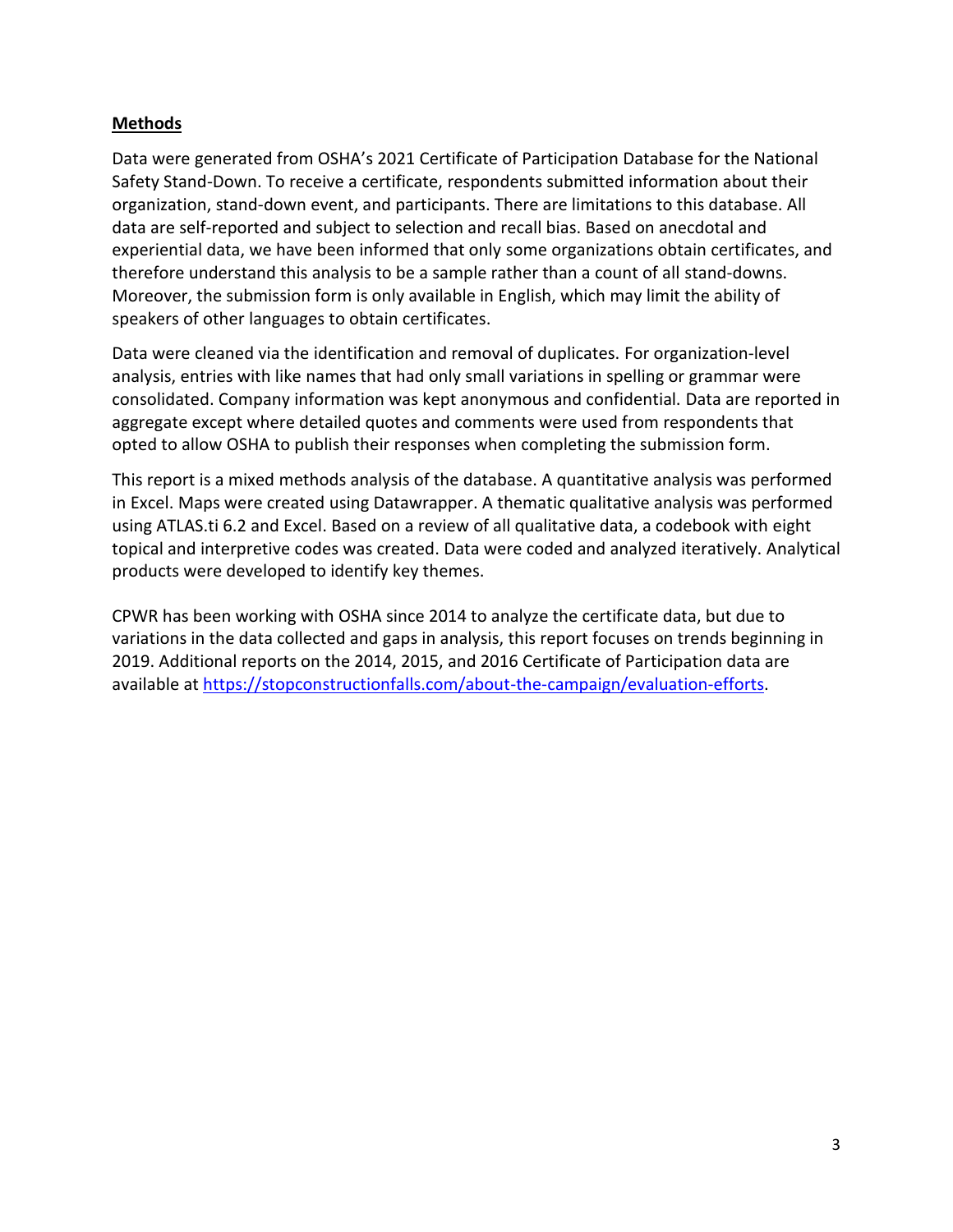## **Methods**

Data were generated from OSHA's 2021 Certificate of Participation Database for the National Safety Stand-Down. To receive a certificate, respondents submitted information about their organization, stand-down event, and participants. There are limitations to this database. All data are self-reported and subject to selection and recall bias. Based on anecdotal and experiential data, we have been informed that only some organizations obtain certificates, and therefore understand this analysis to be a sample rather than a count of all stand-downs. Moreover, the submission form is only available in English, which may limit the ability of speakers of other languages to obtain certificates.

Data were cleaned via the identification and removal of duplicates. For organization-level analysis, entries with like names that had only small variations in spelling or grammar were consolidated. Company information was kept anonymous and confidential. Data are reported in aggregate except where detailed quotes and comments were used from respondents that opted to allow OSHA to publish their responses when completing the submission form.

This report is a mixed methods analysis of the database. A quantitative analysis was performed in Excel. Maps were created using Datawrapper. A thematic qualitative analysis was performed using ATLAS.ti 6.2 and Excel. Based on a review of all qualitative data, a codebook with eight topical and interpretive codes was created. Data were coded and analyzed iteratively. Analytical products were developed to identify key themes.

CPWR has been working with OSHA since 2014 to analyze the certificate data, but due to variations in the data collected and gaps in analysis, this report focuses on trends beginning in 2019. Additional reports on the 2014, 2015, and 2016 Certificate of Participation data are available at https://stopconstructionfalls.com/about-the-campaign/evaluation-efforts.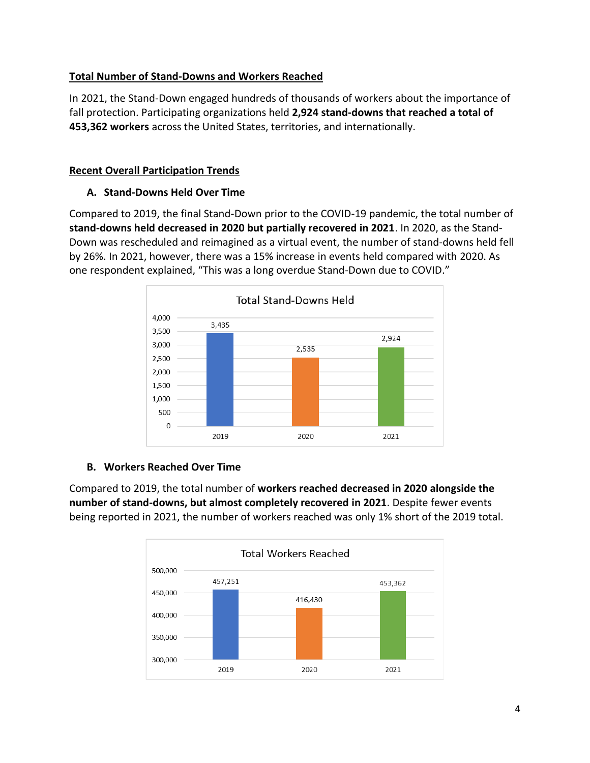## Total Number of Stand-Downs and Workers Reached

In 2021, the Stand-Down engaged hundreds of thousands of workers about the importance of fall protection. Participating organizations held **2,924 stand-downs that reached a total of 453,362 workers** across the United States, territories, and internationally.

## Recent Overall Participation Trends

### A. Stand-Downs Held Over Time

Compared to 2019, the final Stand-Down prior to the COVID-19 pandemic, the total number of **stand-downs held decreased in 2020 but partially recovered in 2021**. In 2020, as the Stand-Down was rescheduled and reimagined as a virtual event, the number of stand-downs held fell by 26%. In 2021, however, there was a 15% increase in events held compared with 2020. As one respondent explained, "This was a long overdue Stand-Down due to COVID."

Total Stand-Downs Held

| Year | Stand-Downs Held |
| --- | --- |
| 2019 | 3,435 |
| 2020 | 2,535 |
| 2021 | 2,924 |

### B. Workers Reached Over Time

Compared to 2019, the total number of **workers reached decreased in 2020 alongside the number of stand-downs, but almost completely recovered in 2021**. Despite fewer events being reported in 2021, the number of workers reached was only 1% short of the 2019 total.

Total Workers Reached

| Year | Workers Reached |
| --- | --- |
| 2019 | 457,251 |
| 2020 | 416,430 |
| 2021 | 453,362 |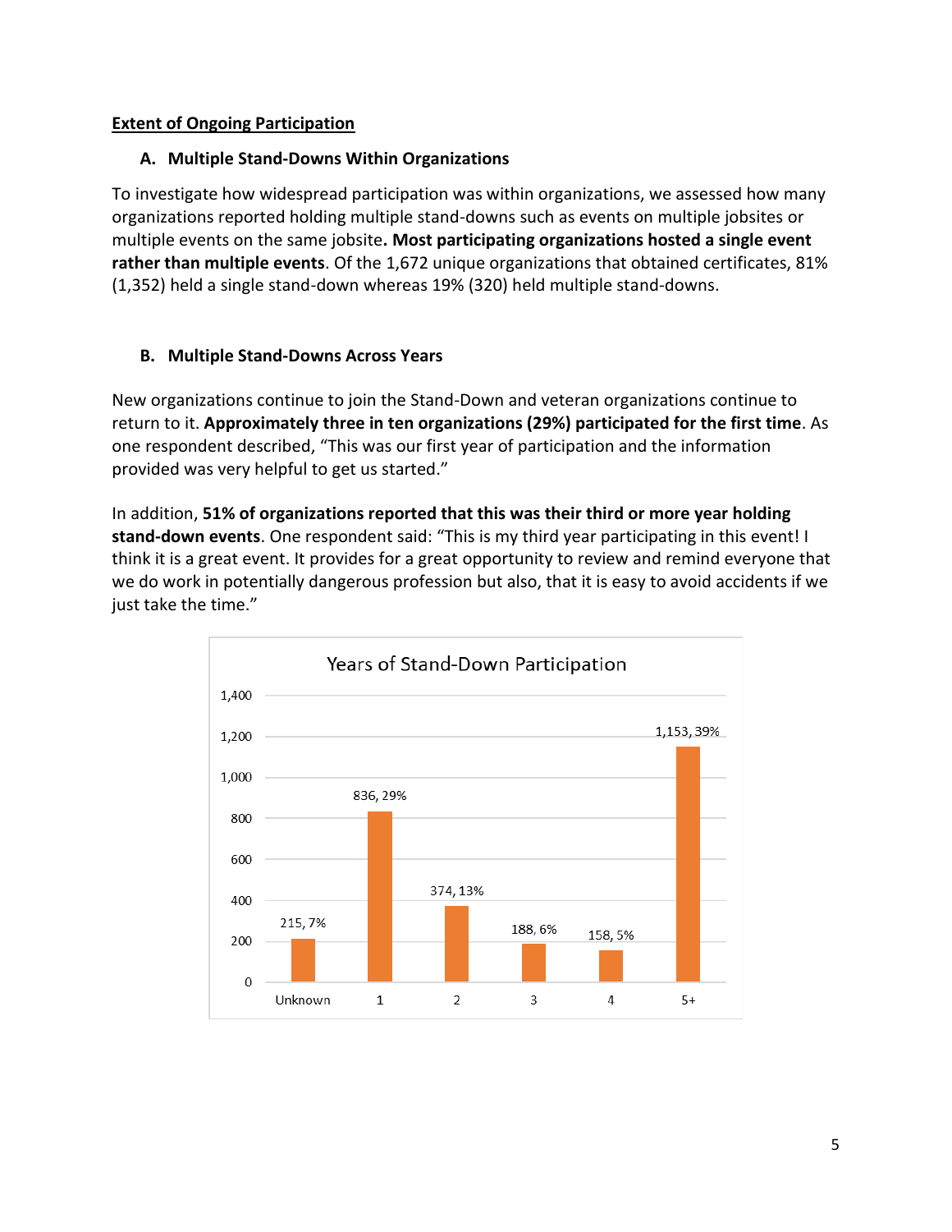## Extent of Ongoing Participation

### A. Multiple Stand-Downs Within Organizations

To investigate how widespread participation was within organizations, we assessed how many organizations reported holding multiple stand-downs such as events on multiple jobsites or multiple events on the same jobsite**. Most participating organizations hosted a single event rather than multiple events**. Of the 1,672 unique organizations that obtained certificates, 81% (1,352) held a single stand-down whereas 19% (320) held multiple stand-downs.

### B. Multiple Stand-Downs Across Years

New organizations continue to join the Stand-Down and veteran organizations continue to return to it. **Approximately three in ten organizations (29%) participated for the first time**. As one respondent described, "This was our first year of participation and the information provided was very helpful to get us started."

In addition, **51% of organizations reported that this was their third or more year holding stand-down events**. One respondent said: "This is my third year participating in this event! I think it is a great event. It provides for a great opportunity to review and remind everyone that we do work in potentially dangerous profession but also, that it is easy to avoid accidents if we just take the time."

**Years of Stand-Down Participation**

| Years | Count | Percent |
| --- | --- | --- |
| Unknown | 215 | 7% |
| 1 | 836 | 29% |
| 2 | 374 | 13% |
| 3 | 188 | 6% |
| 4 | 158 | 5% |
| 5+ | 1,153 | 39% |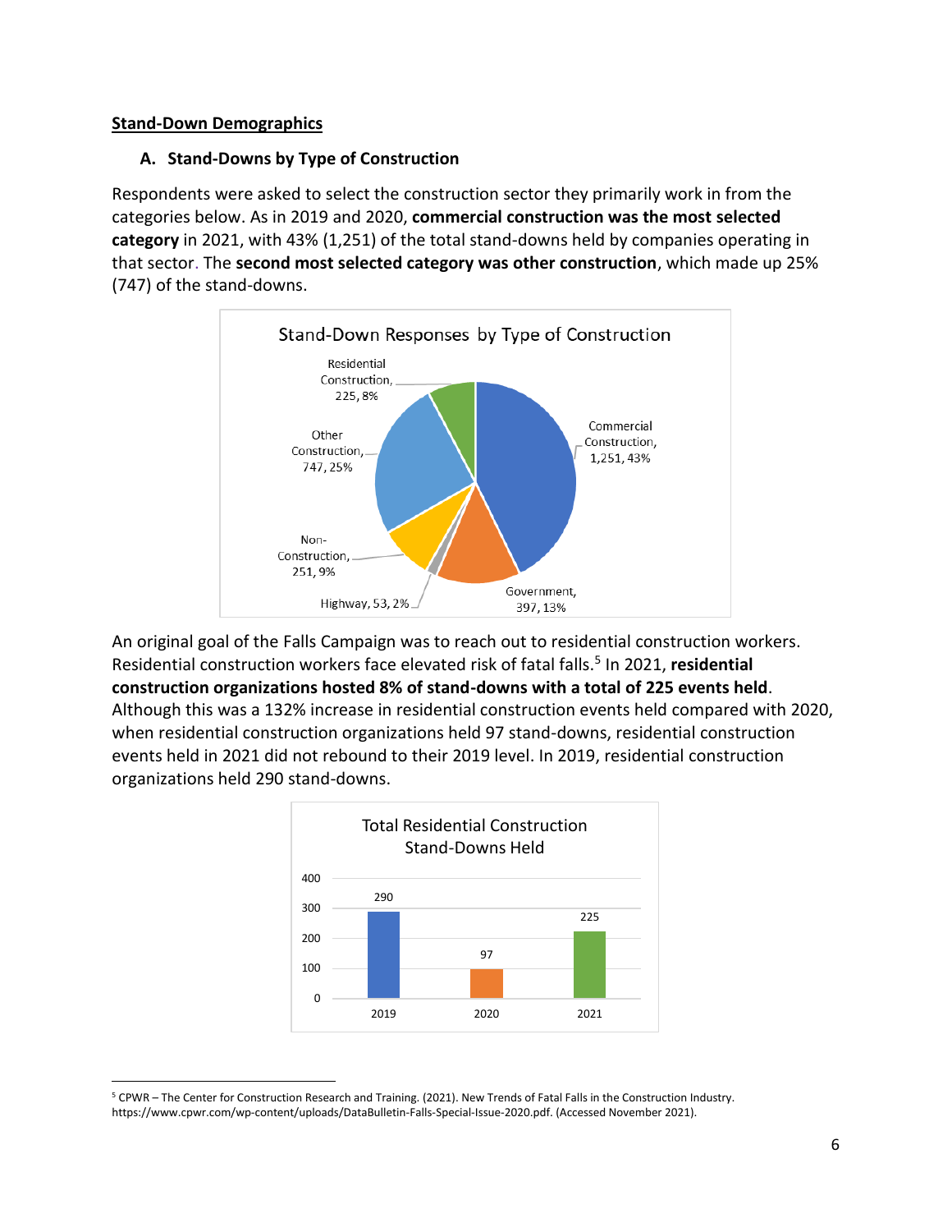## Stand-Down Demographics

### A. Stand-Downs by Type of Construction

Respondents were asked to select the construction sector they primarily work in from the categories below. As in 2019 and 2020, **commercial construction was the most selected category** in 2021, with 43% (1,251) of the total stand-downs held by companies operating in that sector. The **second most selected category was other construction**, which made up 25% (747) of the stand-downs.

Stand-Down Responses by Type of Construction

| Type of Construction | Count | Percent |
|---|---|---|
| Commercial Construction | 1,251 | 43% |
| Government | 397 | 13% |
| Highway | 53 | 2% |
| Non-Construction | 251 | 9% |
| Other Construction | 747 | 25% |
| Residential Construction | 225 | 8% |

An original goal of the Falls Campaign was to reach out to residential construction workers. Residential construction workers face elevated risk of fatal falls.[5] In 2021, **residential construction organizations hosted 8% of stand-downs with a total of 225 events held**. Although this was a 132% increase in residential construction events held compared with 2020, when residential construction organizations held 97 stand-downs, residential construction events held in 2021 did not rebound to their 2019 level. In 2019, residential construction organizations held 290 stand-downs.

Total Residential Construction Stand-Downs Held

| Year | Stand-Downs |
|---|---|
| 2019 | 290 |
| 2020 | 97 |
| 2021 | 225 |

[5] CPWR – The Center for Construction Research and Training. (2021). New Trends of Fatal Falls in the Construction Industry. https://www.cpwr.com/wp-content/uploads/DataBulletin-Falls-Special-Issue-2020.pdf. (Accessed November 2021).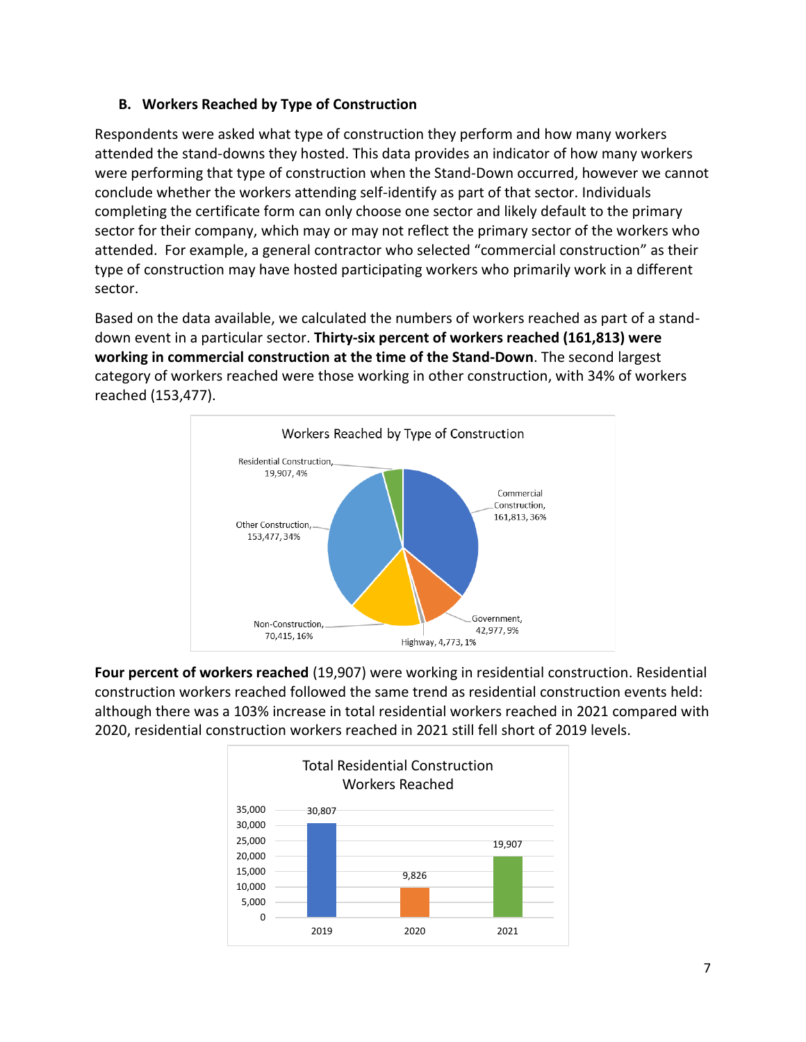### B. Workers Reached by Type of Construction

Respondents were asked what type of construction they perform and how many workers attended the stand-downs they hosted. This data provides an indicator of how many workers were performing that type of construction when the Stand-Down occurred, however we cannot conclude whether the workers attending self-identify as part of that sector. Individuals completing the certificate form can only choose one sector and likely default to the primary sector for their company, which may or may not reflect the primary sector of the workers who attended. For example, a general contractor who selected "commercial construction" as their type of construction may have hosted participating workers who primarily work in a different sector.

Based on the data available, we calculated the numbers of workers reached as part of a stand-down event in a particular sector. **Thirty-six percent of workers reached (161,813) were working in commercial construction at the time of the Stand-Down**. The second largest category of workers reached were those working in other construction, with 34% of workers reached (153,477).

Workers Reached by Type of Construction

| Type of Construction | Workers Reached | Percent |
|---|---|---|
| Commercial Construction | 161,813 | 36% |
| Government | 42,977 | 9% |
| Highway | 4,773 | 1% |
| Non-Construction | 70,415 | 16% |
| Other Construction | 153,477 | 34% |
| Residential Construction | 19,907 | 4% |

**Four percent of workers reached** (19,907) were working in residential construction. Residential construction workers reached followed the same trend as residential construction events held: although there was a 103% increase in total residential workers reached in 2021 compared with 2020, residential construction workers reached in 2021 still fell short of 2019 levels.

Total Residential Construction Workers Reached

| Year | Workers Reached |
|---|---|
| 2019 | 30,807 |
| 2020 | 9,826 |
| 2021 | 19,907 |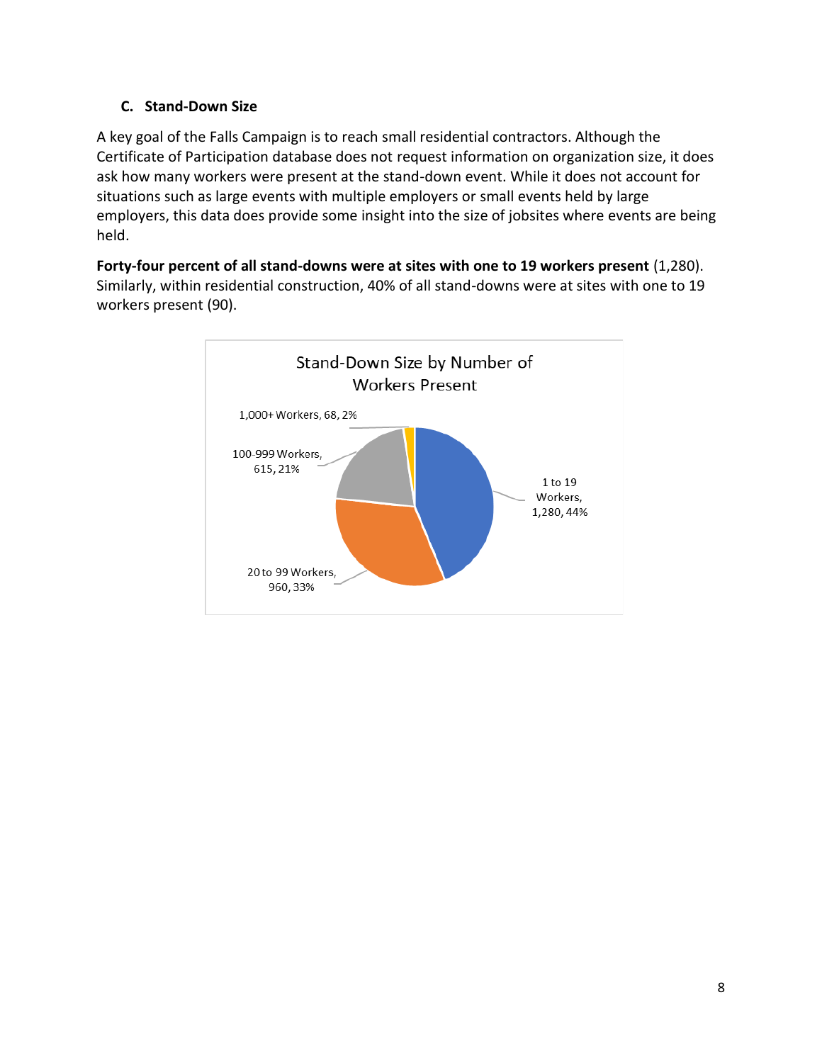### C. Stand-Down Size

A key goal of the Falls Campaign is to reach small residential contractors. Although the Certificate of Participation database does not request information on organization size, it does ask how many workers were present at the stand-down event. While it does not account for situations such as large events with multiple employers or small events held by large employers, this data does provide some insight into the size of jobsites where events are being held.

**Forty-four percent of all stand-downs were at sites with one to 19 workers present** (1,280). Similarly, within residential construction, 40% of all stand-downs were at sites with one to 19 workers present (90).

Stand-Down Size by Number of Workers Present

| Workers Present | Stand-Downs | Percent |
|---|---|---|
| 1 to 19 Workers | 1,280 | 44% |
| 20 to 99 Workers | 960 | 33% |
| 100-999 Workers | 615 | 21% |
| 1,000+ Workers | 68 | 2% |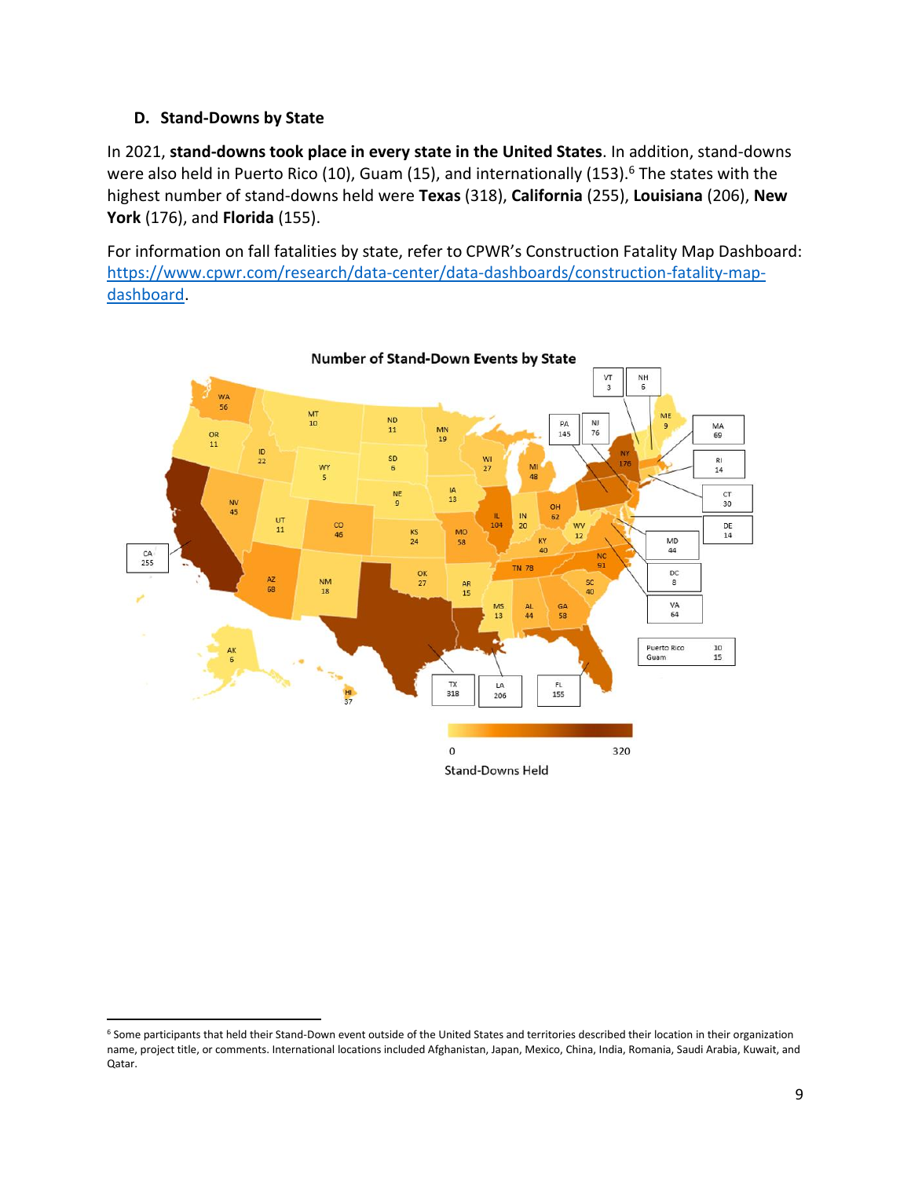### D. Stand-Downs by State

In 2021, **stand-downs took place in every state in the United States**. In addition, stand-downs were also held in Puerto Rico (10), Guam (15), and internationally (153).[6] The states with the highest number of stand-downs held were **Texas** (318), **California** (255), **Louisiana** (206), **New York** (176), and **Florida** (155).

For information on fall fatalities by state, refer to CPWR's Construction Fatality Map Dashboard: https://www.cpwr.com/research/data-center/data-dashboards/construction-fatality-map-dashboard.

Number of Stand-Down Events by State

[6] Some participants that held their Stand-Down event outside of the United States and territories described their location in their organization name, project title, or comments. International locations included Afghanistan, Japan, Mexico, China, India, Romania, Saudi Arabia, Kuwait, and Qatar.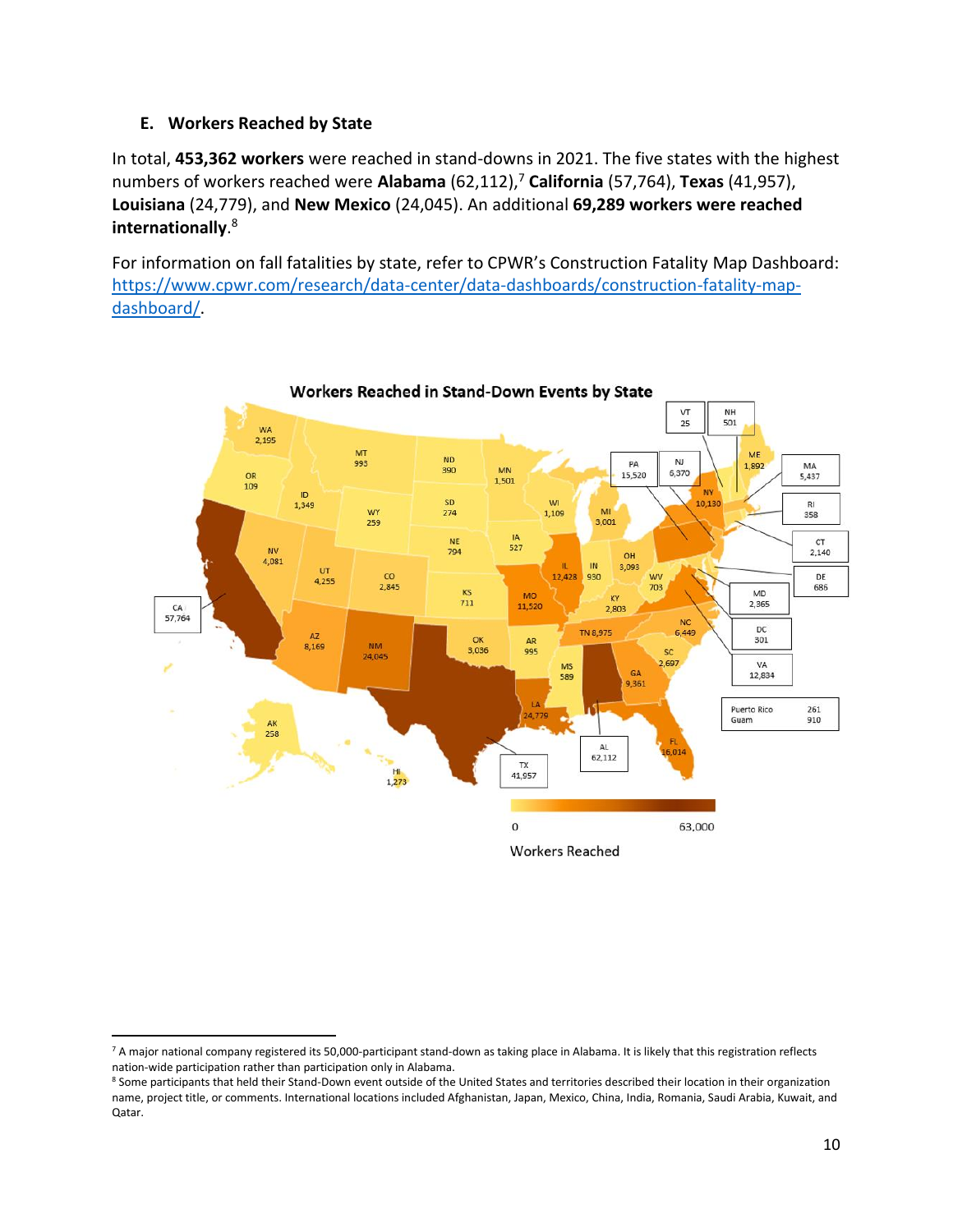### E. Workers Reached by State

In total, **453,362 workers** were reached in stand-downs in 2021. The five states with the highest numbers of workers reached were **Alabama** (62,112),[7] **California** (57,764), **Texas** (41,957), **Louisiana** (24,779), and **New Mexico** (24,045). An additional **69,289 workers were reached internationally**.[8]

For information on fall fatalities by state, refer to CPWR's Construction Fatality Map Dashboard: https://www.cpwr.com/research/data-center/data-dashboards/construction-fatality-map-dashboard/.

**Workers Reached in Stand-Down Events by State**

| State | Workers Reached |
|---|---|
| WA | 2,195 |
| OR | 109 |
| CA | 57,764 |
| NV | 4,081 |
| ID | 1,349 |
| MT | 993 |
| WY | 259 |
| UT | 4,255 |
| AZ | 8,169 |
| CO | 2,845 |
| NM | 24,045 |
| ND | 390 |
| SD | 274 |
| NE | 794 |
| KS | 711 |
| OK | 3,036 |
| TX | 41,957 |
| MN | 1,501 |
| IA | 527 |
| MO | 11,520 |
| AR | 995 |
| LA | 24,779 |
| WI | 1,109 |
| IL | 12,428 |
| MI | 3,001 |
| IN | 930 |
| OH | 3,093 |
| KY | 2,803 |
| TN | 8,975 |
| MS | 589 |
| AL | 62,112 |
| GA | 9,361 |
| FL | 16,014 |
| SC | 2,697 |
| NC | 6,449 |
| WV | 703 |
| VA | 12,834 |
| DC | 301 |
| MD | 2,365 |
| DE | 686 |
| PA | 15,520 |
| NJ | 6,370 |
| NY | 10,130 |
| CT | 2,140 |
| RI | 358 |
| MA | 5,437 |
| VT | 25 |
| NH | 501 |
| ME | 1,892 |
| AK | 258 |
| HI | 1,273 |
| Puerto Rico | 261 |
| Guam | 910 |

Workers Reached (scale: 0 – 63,000)

---

[7] A major national company registered its 50,000-participant stand-down as taking place in Alabama. It is likely that this registration reflects nation-wide participation rather than participation only in Alabama.

[8] Some participants that held their Stand-Down event outside of the United States and territories described their location in their organization name, project title, or comments. International locations included Afghanistan, Japan, Mexico, China, India, Romania, Saudi Arabia, Kuwait, and Qatar.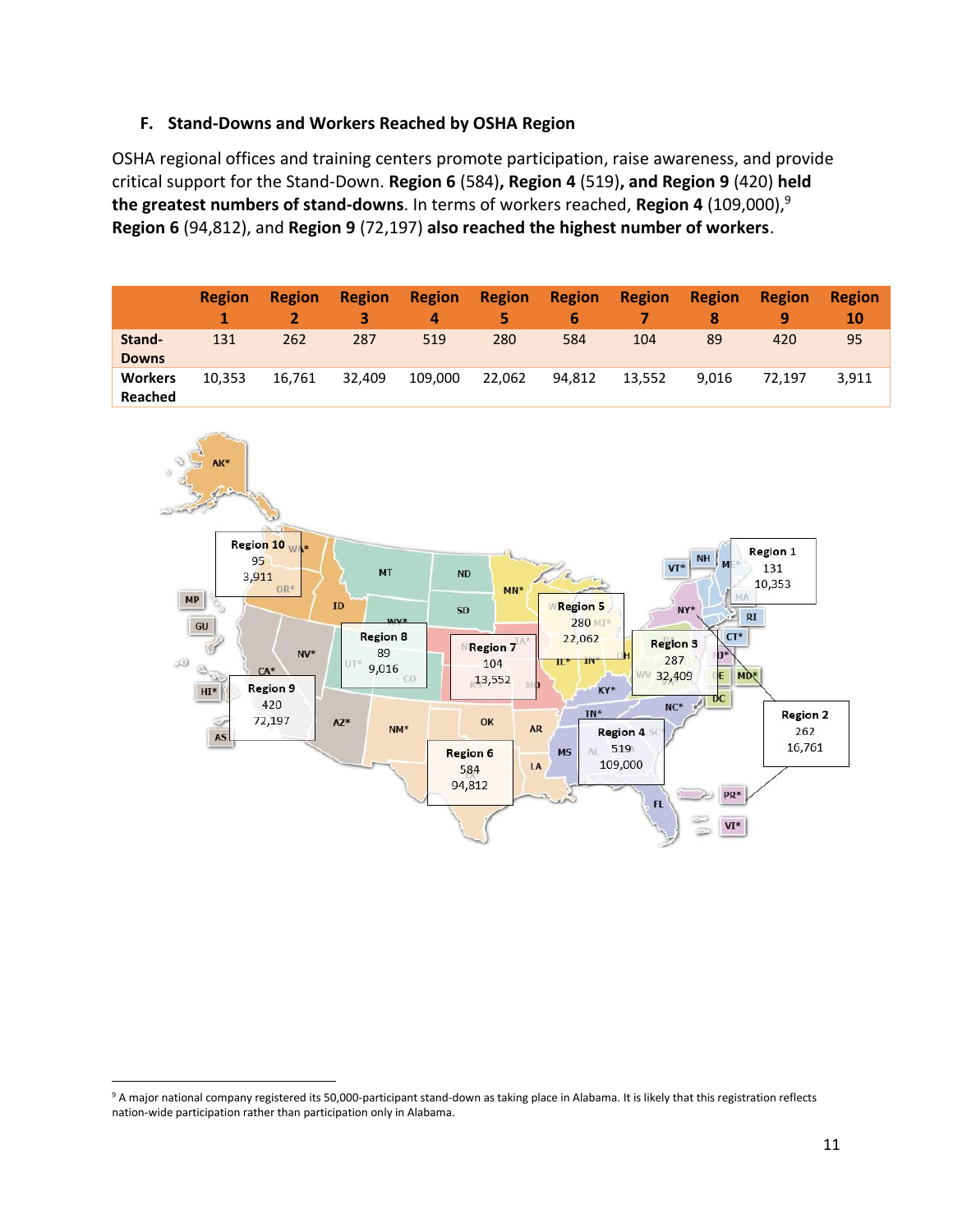### F. Stand-Downs and Workers Reached by OSHA Region

OSHA regional offices and training centers promote participation, raise awareness, and provide critical support for the Stand-Down. **Region 6** (584)**, Region 4** (519)**, and Region 9** (420) **held the greatest numbers of stand-downs**. In terms of workers reached, **Region 4** (109,000),[9] **Region 6** (94,812), and **Region 9** (72,197) **also reached the highest number of workers**.

| | Region 1 | Region 2 | Region 3 | Region 4 | Region 5 | Region 6 | Region 7 | Region 8 | Region 9 | Region 10 |
|---|---|---|---|---|---|---|---|---|---|---|
| Stand-Downs | 131 | 262 | 287 | 519 | 280 | 584 | 104 | 89 | 420 | 95 |
| Workers Reached | 10,353 | 16,761 | 32,409 | 109,000 | 22,062 | 94,812 | 13,552 | 9,016 | 72,197 | 3,911 |

[9] A major national company registered its 50,000-participant stand-down as taking place in Alabama. It is likely that this registration reflects nation-wide participation rather than participation only in Alabama.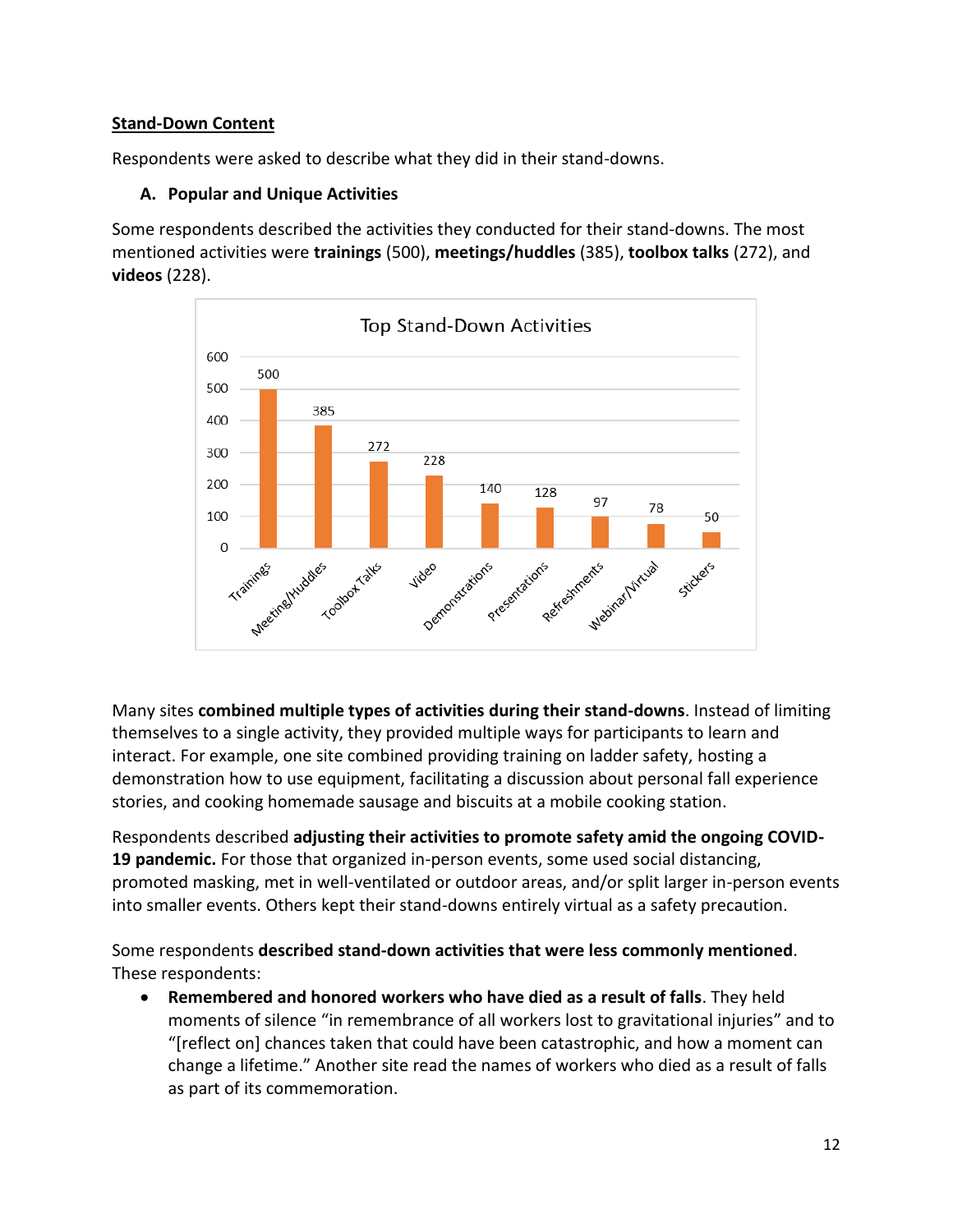## Stand-Down Content

Respondents were asked to describe what they did in their stand-downs.

### A. Popular and Unique Activities

Some respondents described the activities they conducted for their stand-downs. The most mentioned activities were **trainings** (500), **meetings/huddles** (385), **toolbox talks** (272), and **videos** (228).

**Top Stand-Down Activities**

| Activity | Count |
| --- | --- |
| Trainings | 500 |
| Meeting/Huddles | 385 |
| Toolbox Talks | 272 |
| Video | 228 |
| Demonstrations | 140 |
| Presentations | 128 |
| Refreshments | 97 |
| Webinar/Virtual | 78 |
| Stickers | 50 |

Many sites **combined multiple types of activities during their stand-downs**. Instead of limiting themselves to a single activity, they provided multiple ways for participants to learn and interact. For example, one site combined providing training on ladder safety, hosting a demonstration how to use equipment, facilitating a discussion about personal fall experience stories, and cooking homemade sausage and biscuits at a mobile cooking station.

Respondents described **adjusting their activities to promote safety amid the ongoing COVID-19 pandemic.** For those that organized in-person events, some used social distancing, promoted masking, met in well-ventilated or outdoor areas, and/or split larger in-person events into smaller events. Others kept their stand-downs entirely virtual as a safety precaution.

Some respondents **described stand-down activities that were less commonly mentioned**. These respondents:

- **Remembered and honored workers who have died as a result of falls**. They held moments of silence "in remembrance of all workers lost to gravitational injuries" and to "[reflect on] chances taken that could have been catastrophic, and how a moment can change a lifetime." Another site read the names of workers who died as a result of falls as part of its commemoration.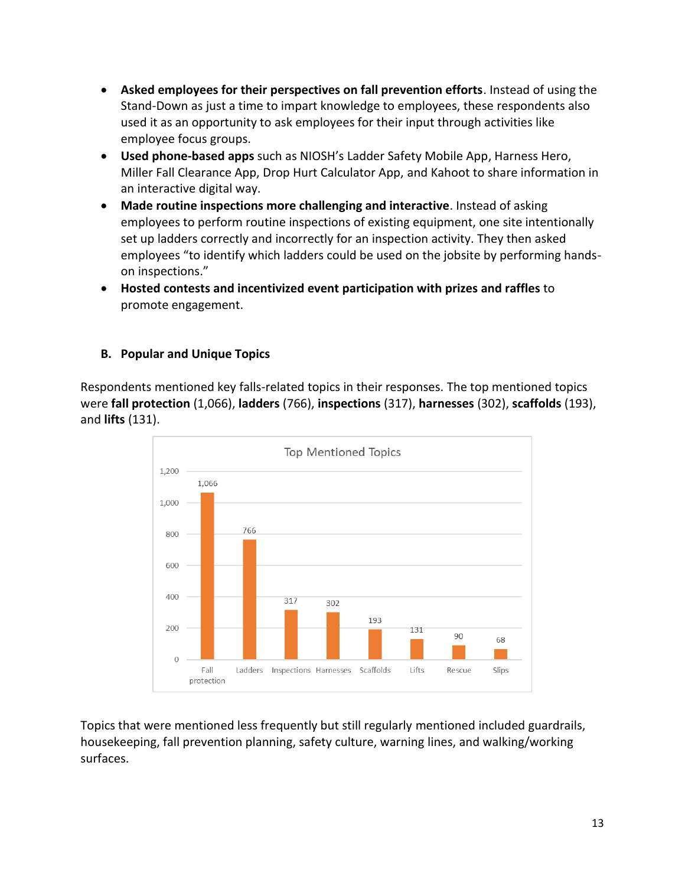- **Asked employees for their perspectives on fall prevention efforts**. Instead of using the Stand-Down as just a time to impart knowledge to employees, these respondents also used it as an opportunity to ask employees for their input through activities like employee focus groups.
- **Used phone-based apps** such as NIOSH's Ladder Safety Mobile App, Harness Hero, Miller Fall Clearance App, Drop Hurt Calculator App, and Kahoot to share information in an interactive digital way.
- **Made routine inspections more challenging and interactive**. Instead of asking employees to perform routine inspections of existing equipment, one site intentionally set up ladders correctly and incorrectly for an inspection activity. They then asked employees "to identify which ladders could be used on the jobsite by performing hands-on inspections."
- **Hosted contests and incentivized event participation with prizes and raffles** to promote engagement.

### B. Popular and Unique Topics

Respondents mentioned key falls-related topics in their responses. The top mentioned topics were **fall protection** (1,066), **ladders** (766), **inspections** (317), **harnesses** (302), **scaffolds** (193), and **lifts** (131).

**Top Mentioned Topics**

| Topic | Mentions |
|---|---|
| Fall protection | 1,066 |
| Ladders | 766 |
| Inspections | 317 |
| Harnesses | 302 |
| Scaffolds | 193 |
| Lifts | 131 |
| Rescue | 90 |
| Slips | 68 |

Topics that were mentioned less frequently but still regularly mentioned included guardrails, housekeeping, fall prevention planning, safety culture, warning lines, and walking/working surfaces.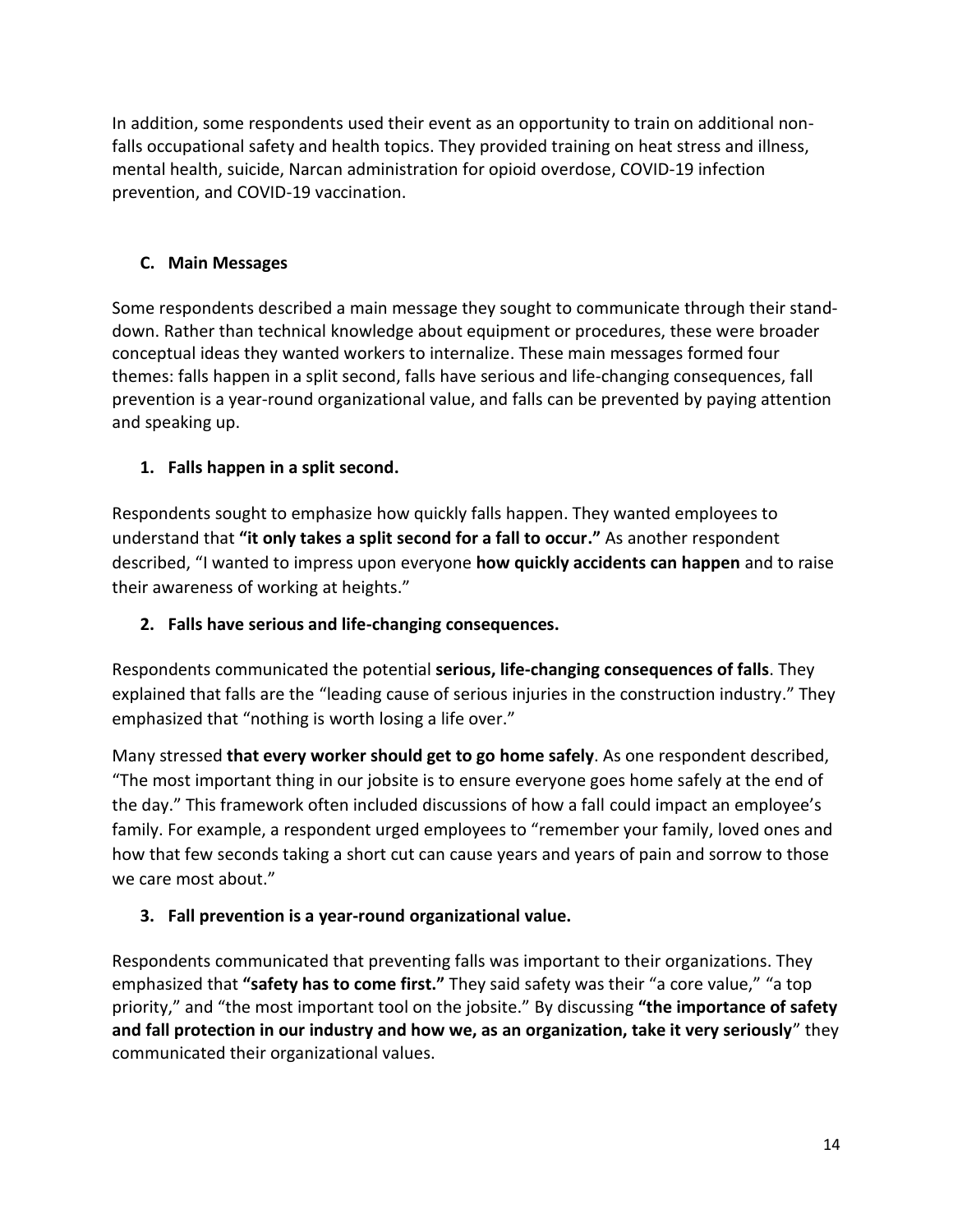In addition, some respondents used their event as an opportunity to train on additional non-falls occupational safety and health topics. They provided training on heat stress and illness, mental health, suicide, Narcan administration for opioid overdose, COVID-19 infection prevention, and COVID-19 vaccination.

### C. Main Messages

Some respondents described a main message they sought to communicate through their stand-down. Rather than technical knowledge about equipment or procedures, these were broader conceptual ideas they wanted workers to internalize. These main messages formed four themes: falls happen in a split second, falls have serious and life-changing consequences, fall prevention is a year-round organizational value, and falls can be prevented by paying attention and speaking up.

#### 1. Falls happen in a split second.

Respondents sought to emphasize how quickly falls happen. They wanted employees to understand that **"it only takes a split second for a fall to occur."** As another respondent described, "I wanted to impress upon everyone **how quickly accidents can happen** and to raise their awareness of working at heights."

#### 2. Falls have serious and life-changing consequences.

Respondents communicated the potential **serious, life-changing consequences of falls**. They explained that falls are the "leading cause of serious injuries in the construction industry." They emphasized that "nothing is worth losing a life over."

Many stressed **that every worker should get to go home safely**. As one respondent described, "The most important thing in our jobsite is to ensure everyone goes home safely at the end of the day." This framework often included discussions of how a fall could impact an employee's family. For example, a respondent urged employees to "remember your family, loved ones and how that few seconds taking a short cut can cause years and years of pain and sorrow to those we care most about."

#### 3. Fall prevention is a year-round organizational value.

Respondents communicated that preventing falls was important to their organizations. They emphasized that **"safety has to come first."** They said safety was their "a core value," "a top priority," and "the most important tool on the jobsite." By discussing **"the importance of safety and fall protection in our industry and how we, as an organization, take it very seriously"** they communicated their organizational values.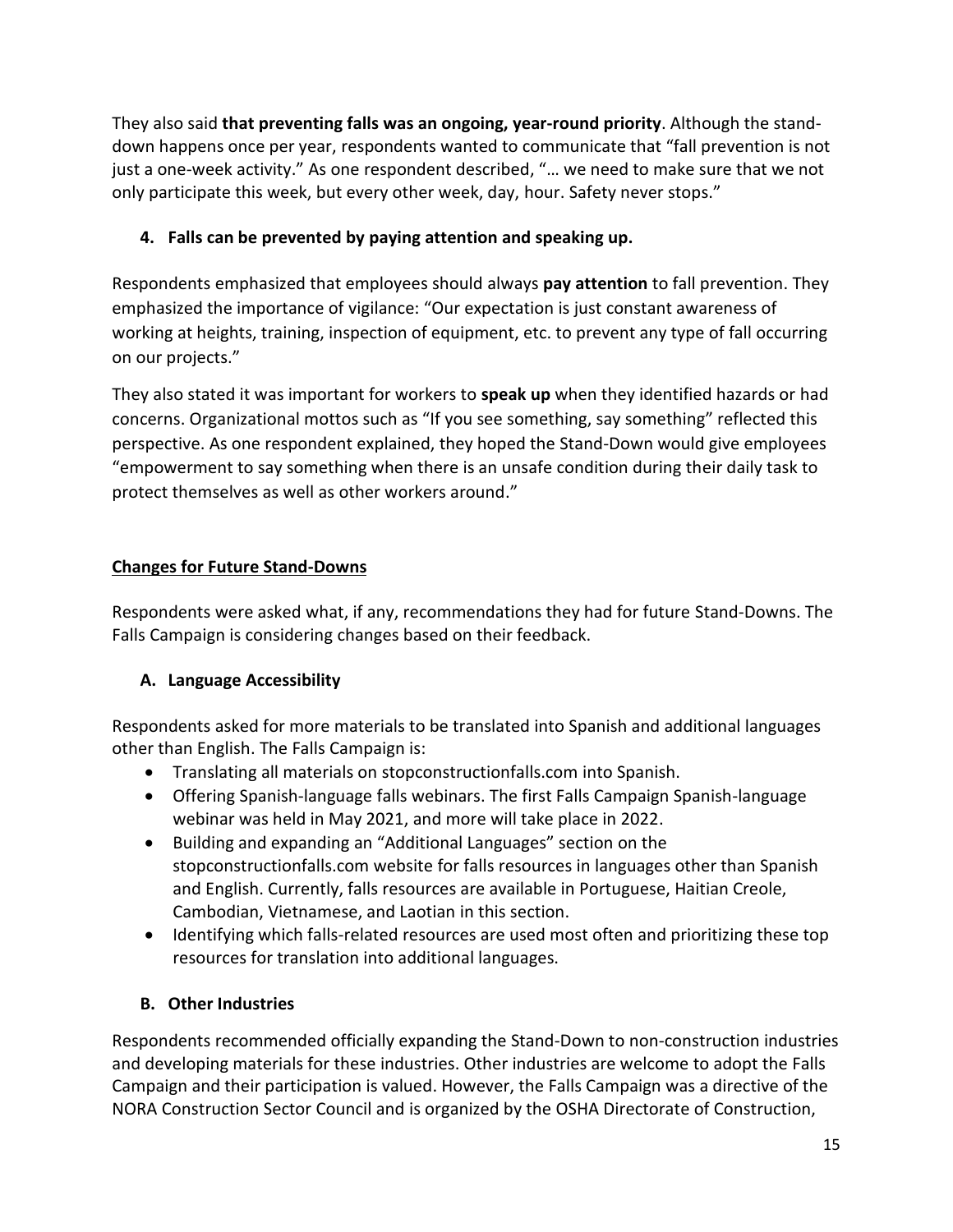They also said **that preventing falls was an ongoing, year-round priority**. Although the stand-down happens once per year, respondents wanted to communicate that "fall prevention is not just a one-week activity." As one respondent described, "… we need to make sure that we not only participate this week, but every other week, day, hour. Safety never stops."

### 4. Falls can be prevented by paying attention and speaking up.

Respondents emphasized that employees should always **pay attention** to fall prevention. They emphasized the importance of vigilance: "Our expectation is just constant awareness of working at heights, training, inspection of equipment, etc. to prevent any type of fall occurring on our projects."

They also stated it was important for workers to **speak up** when they identified hazards or had concerns. Organizational mottos such as "If you see something, say something" reflected this perspective. As one respondent explained, they hoped the Stand-Down would give employees "empowerment to say something when there is an unsafe condition during their daily task to protect themselves as well as other workers around."

## Changes for Future Stand-Downs

Respondents were asked what, if any, recommendations they had for future Stand-Downs. The Falls Campaign is considering changes based on their feedback.

### A. Language Accessibility

Respondents asked for more materials to be translated into Spanish and additional languages other than English. The Falls Campaign is:

- Translating all materials on stopconstructionfalls.com into Spanish.
- Offering Spanish-language falls webinars. The first Falls Campaign Spanish-language webinar was held in May 2021, and more will take place in 2022.
- Building and expanding an "Additional Languages" section on the stopconstructionfalls.com website for falls resources in languages other than Spanish and English. Currently, falls resources are available in Portuguese, Haitian Creole, Cambodian, Vietnamese, and Laotian in this section.
- Identifying which falls-related resources are used most often and prioritizing these top resources for translation into additional languages.

### B. Other Industries

Respondents recommended officially expanding the Stand-Down to non-construction industries and developing materials for these industries. Other industries are welcome to adopt the Falls Campaign and their participation is valued. However, the Falls Campaign was a directive of the NORA Construction Sector Council and is organized by the OSHA Directorate of Construction,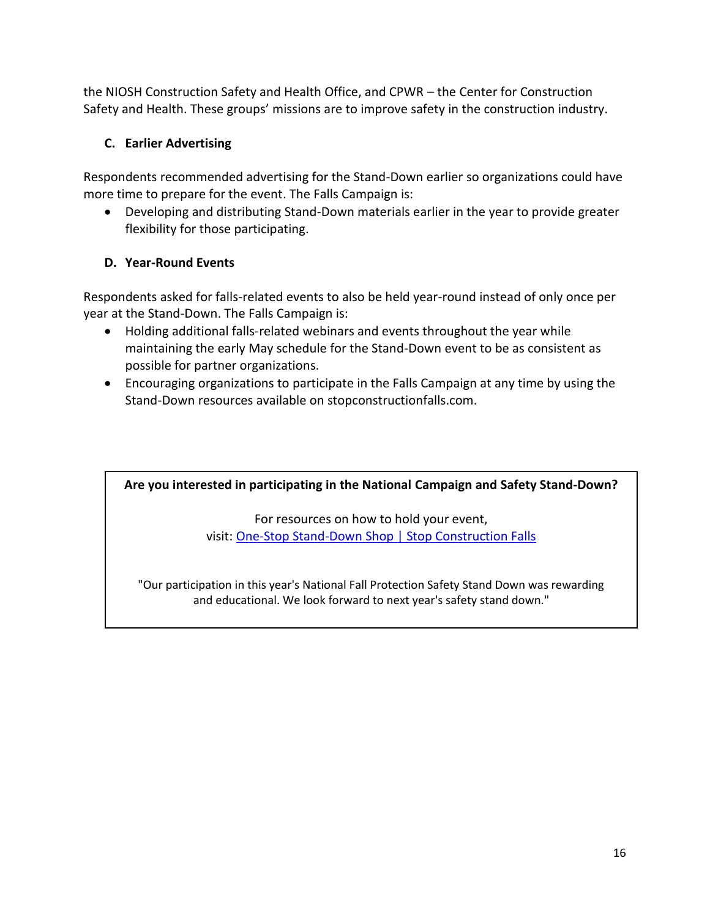the NIOSH Construction Safety and Health Office, and CPWR – the Center for Construction Safety and Health. These groups' missions are to improve safety in the construction industry.

### C. Earlier Advertising

Respondents recommended advertising for the Stand-Down earlier so organizations could have more time to prepare for the event. The Falls Campaign is:

- Developing and distributing Stand-Down materials earlier in the year to provide greater flexibility for those participating.

### D. Year-Round Events

Respondents asked for falls-related events to also be held year-round instead of only once per year at the Stand-Down. The Falls Campaign is:

- Holding additional falls-related webinars and events throughout the year while maintaining the early May schedule for the Stand-Down event to be as consistent as possible for partner organizations.
- Encouraging organizations to participate in the Falls Campaign at any time by using the Stand-Down resources available on stopconstructionfalls.com.

---

**Are you interested in participating in the National Campaign and Safety Stand-Down?**

For resources on how to hold your event,
visit: One-Stop Stand-Down Shop | Stop Construction Falls

"Our participation in this year's National Fall Protection Safety Stand Down was rewarding and educational. We look forward to next year's safety stand down."

---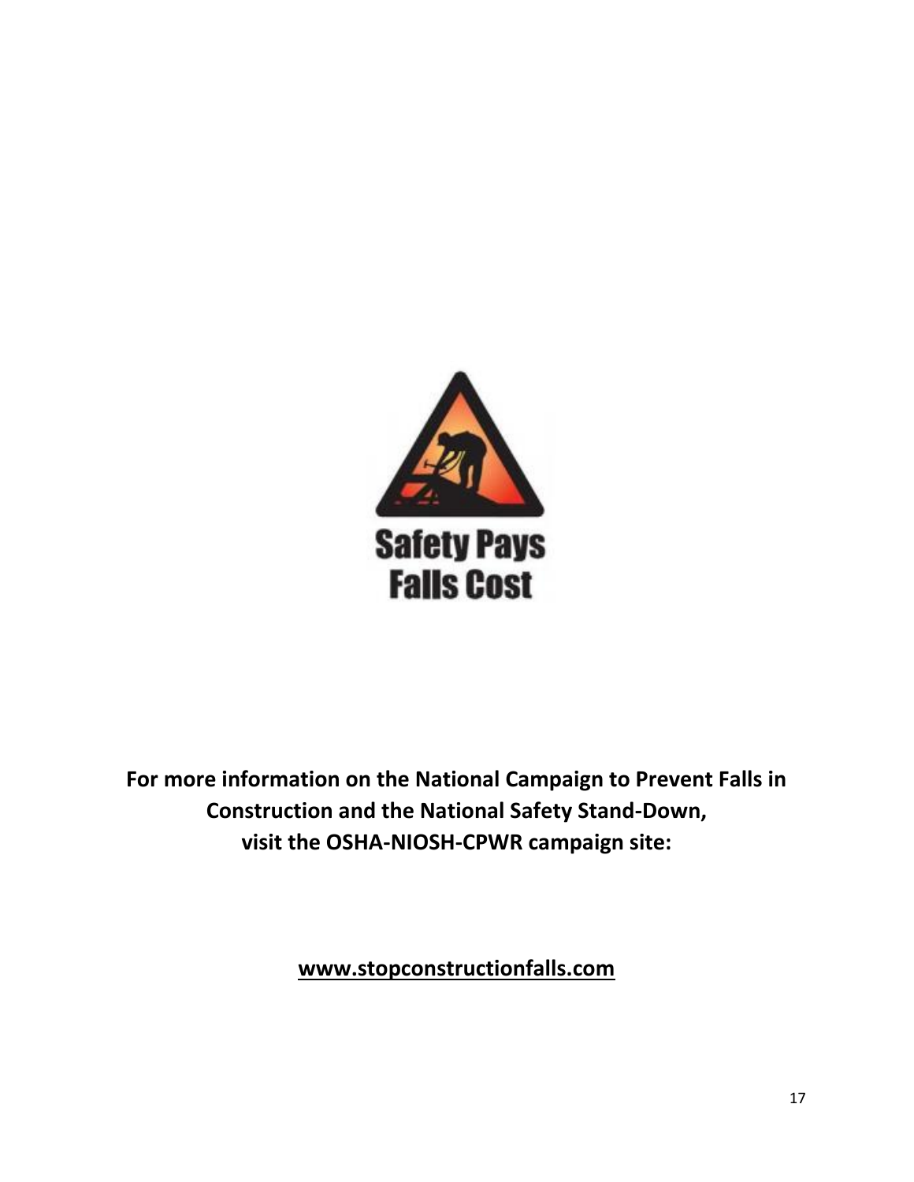Safety Pays
Falls Cost

**For more information on the National Campaign to Prevent Falls in Construction and the National Safety Stand-Down, visit the OSHA-NIOSH-CPWR campaign site:**

**www.stopconstructionfalls.com**